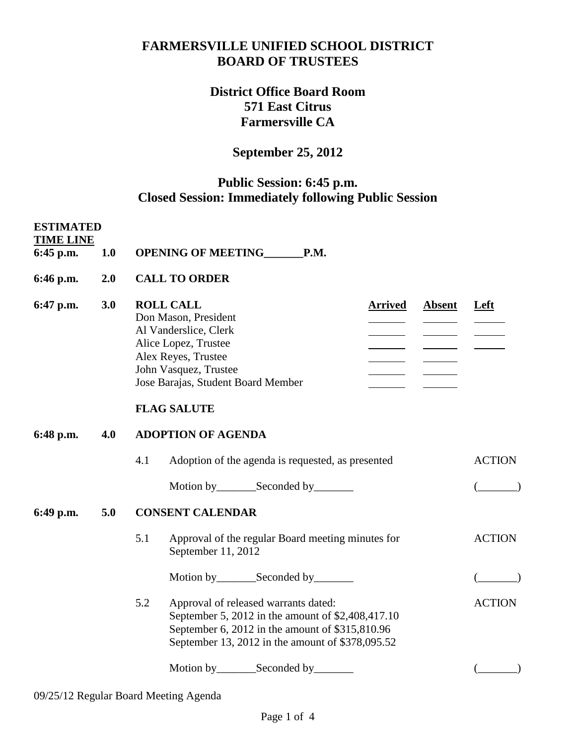# FARMERSVILLE UNIFIED SCHOOL DISTRICT
# BOARD OF TRUSTEES

## District Office Board Room
## 571 East Citrus
## Farmersville CA

## September 25, 2012

## Public Session: 6:45 p.m.
## Closed Session: Immediately following Public Session

**ESTIMATED TIME LINE**

**6:45 p.m. 1.0 OPENING OF MEETING_______P.M.**

**6:46 p.m. 2.0 CALL TO ORDER**

**6:47 p.m. 3.0 ROLL CALL**

| ROLL CALL | Arrived | Absent | Left |
|---|---|---|---|
| Don Mason, President | ______ | ______ | ______ |
| Al Vanderslice, Clerk | ______ | ______ | ______ |
| Alice Lopez, Trustee | ______ | ______ | ______ |
| Alex Reyes, Trustee | ______ | ______ | |
| John Vasquez, Trustee | ______ | ______ | |
| Jose Barajas, Student Board Member | ______ | ______ | |

**FLAG SALUTE**

**6:48 p.m. 4.0 ADOPTION OF AGENDA**

4.1 Adoption of the agenda is requested, as presented — ACTION

Motion by_______Seconded by_______ (_______)

**6:49 p.m. 5.0 CONSENT CALENDAR**

5.1 Approval of the regular Board meeting minutes for September 11, 2012 — ACTION

Motion by_______Seconded by_______ (_______)

5.2 Approval of released warrants dated: — ACTION
September 5, 2012 in the amount of $2,408,417.10
September 6, 2012 in the amount of $315,810.96
September 13, 2012 in the amount of $378,095.52

Motion by_______Seconded by_______ (_______)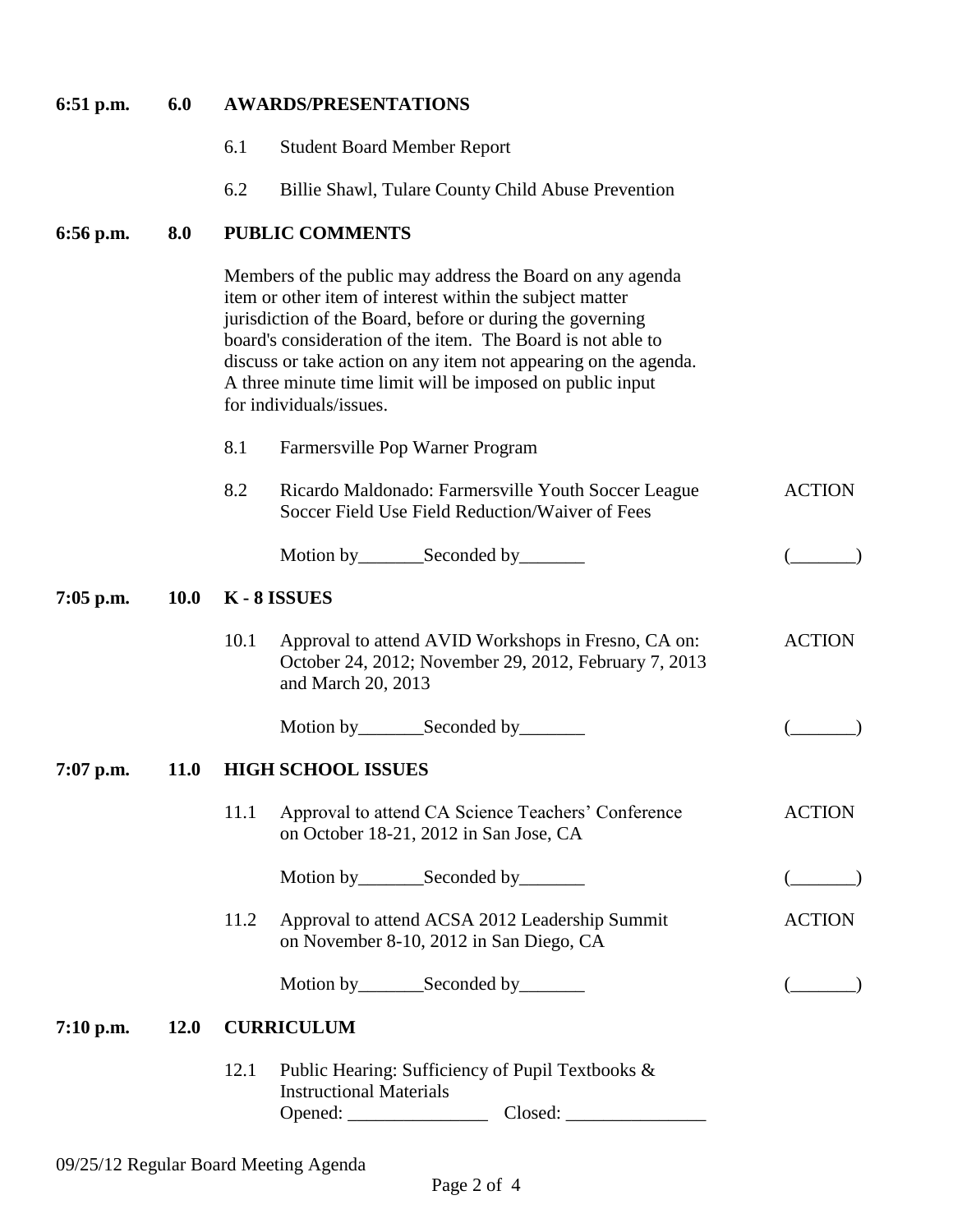**6:51 p.m. 6.0 AWARDS/PRESENTATIONS**

6.1 Student Board Member Report

6.2 Billie Shawl, Tulare County Child Abuse Prevention

**6:56 p.m. 8.0 PUBLIC COMMENTS**

Members of the public may address the Board on any agenda item or other item of interest within the subject matter jurisdiction of the Board, before or during the governing board's consideration of the item. The Board is not able to discuss or take action on any item not appearing on the agenda. A three minute time limit will be imposed on public input for individuals/issues.

8.1 Farmersville Pop Warner Program

8.2 Ricardo Maldonado: Farmersville Youth Soccer League Soccer Field Use Field Reduction/Waiver of Fees — ACTION

Motion by_______Seconded by_______ (_______)

**7:05 p.m. 10.0 K - 8 ISSUES**

10.1 Approval to attend AVID Workshops in Fresno, CA on: October 24, 2012; November 29, 2012, February 7, 2013 and March 20, 2013 — ACTION

Motion by_______Seconded by_______ (_______)

**7:07 p.m. 11.0 HIGH SCHOOL ISSUES**

11.1 Approval to attend CA Science Teachers' Conference on October 18-21, 2012 in San Jose, CA — ACTION

Motion by_______Seconded by_______ (_______)

11.2 Approval to attend ACSA 2012 Leadership Summit on November 8-10, 2012 in San Diego, CA — ACTION

Motion by_______Seconded by_______ (_______)

**7:10 p.m. 12.0 CURRICULUM**

12.1 Public Hearing: Sufficiency of Pupil Textbooks & Instructional Materials
Opened: _______________ Closed: _______________

09/25/12 Regular Board Meeting Agenda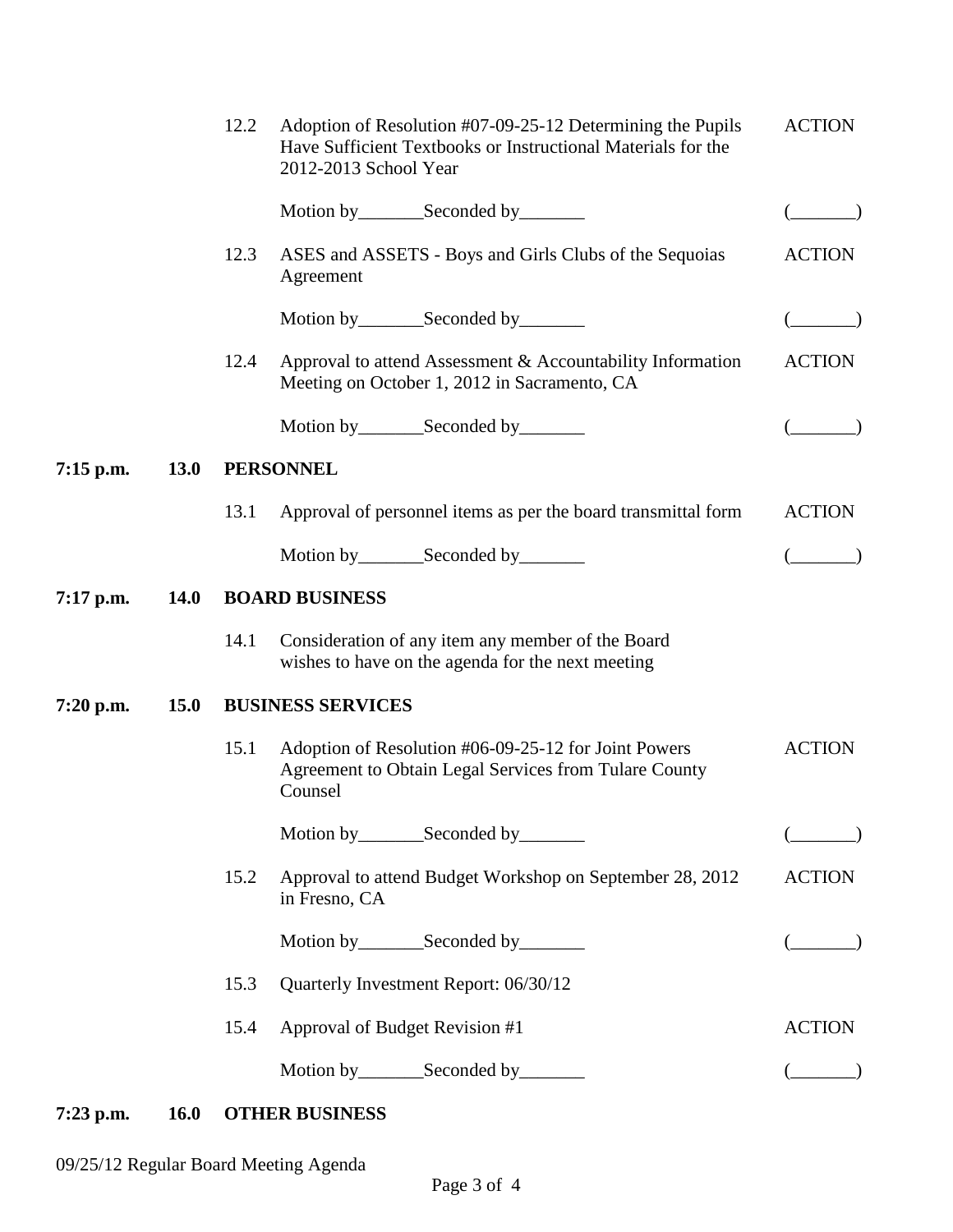| | | | | |
|---|---|---|---|---|
| | | 12.2 | Adoption of Resolution #07-09-25-12 Determining the Pupils Have Sufficient Textbooks or Instructional Materials for the 2012-2013 School Year | ACTION |
| | | | Motion by_______Seconded by_______ | (_______) |
| | | 12.3 | ASES and ASSETS - Boys and Girls Clubs of the Sequoias Agreement | ACTION |
| | | | Motion by_______Seconded by_______ | (_______) |
| | | 12.4 | Approval to attend Assessment & Accountability Information Meeting on October 1, 2012 in Sacramento, CA | ACTION |
| | | | Motion by_______Seconded by_______ | (_______) |
| **7:15 p.m.** | **13.0** | **PERSONNEL** | | |
| | | 13.1 | Approval of personnel items as per the board transmittal form | ACTION |
| | | | Motion by_______Seconded by_______ | (_______) |
| **7:17 p.m.** | **14.0** | **BOARD BUSINESS** | | |
| | | 14.1 | Consideration of any item any member of the Board wishes to have on the agenda for the next meeting | |
| **7:20 p.m.** | **15.0** | **BUSINESS SERVICES** | | |
| | | 15.1 | Adoption of Resolution #06-09-25-12 for Joint Powers Agreement to Obtain Legal Services from Tulare County Counsel | ACTION |
| | | | Motion by_______Seconded by_______ | (_______) |
| | | 15.2 | Approval to attend Budget Workshop on September 28, 2012 in Fresno, CA | ACTION |
| | | | Motion by_______Seconded by_______ | (_______) |
| | | 15.3 | Quarterly Investment Report: 06/30/12 | |
| | | 15.4 | Approval of Budget Revision #1 | ACTION |
| | | | Motion by_______Seconded by_______ | (_______) |
| **7:23 p.m.** | **16.0** | **OTHER BUSINESS** | | |

09/25/12 Regular Board Meeting Agenda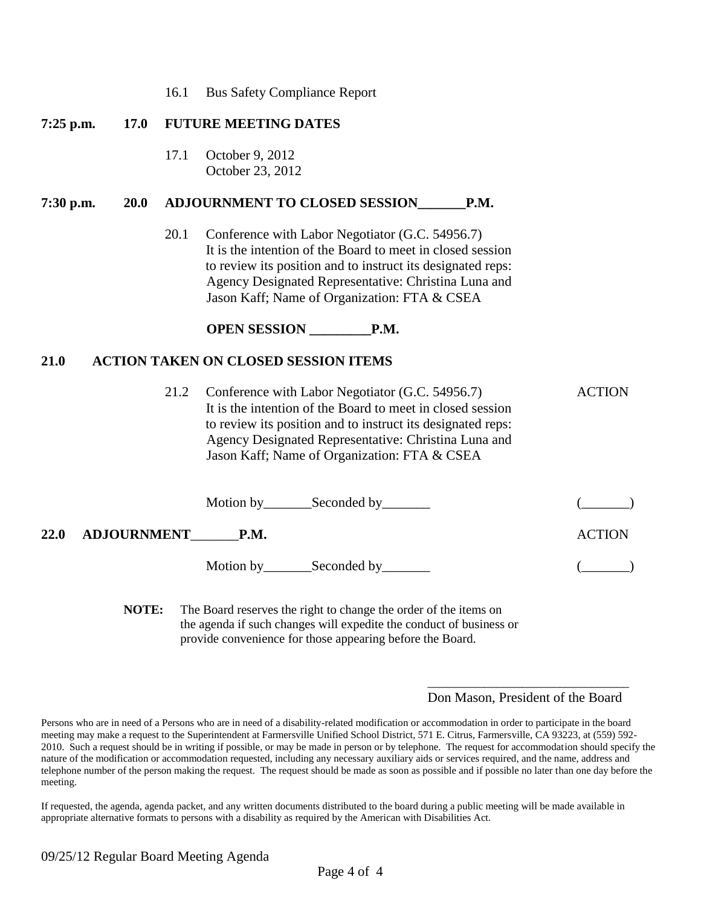16.1 Bus Safety Compliance Report

**7:25 p.m. 17.0 FUTURE MEETING DATES**

17.1 October 9, 2012
October 23, 2012

**7:30 p.m. 20.0 ADJOURNMENT TO CLOSED SESSION_______P.M.**

20.1 Conference with Labor Negotiator (G.C. 54956.7)
It is the intention of the Board to meet in closed session to review its position and to instruct its designated reps: Agency Designated Representative: Christina Luna and Jason Kaff; Name of Organization: FTA & CSEA

**OPEN SESSION _________P.M.**

**21.0 ACTION TAKEN ON CLOSED SESSION ITEMS**

21.2 Conference with Labor Negotiator (G.C. 54956.7) ACTION
It is the intention of the Board to meet in closed session to review its position and to instruct its designated reps: Agency Designated Representative: Christina Luna and Jason Kaff; Name of Organization: FTA & CSEA

Motion by_______Seconded by_______ (_______)

**22.0 ADJOURNMENT_______P.M.** ACTION

Motion by_______Seconded by_______ (_______)

**NOTE:** The Board reserves the right to change the order of the items on the agenda if such changes will expedite the conduct of business or provide convenience for those appearing before the Board.

_______________________________
Don Mason, President of the Board

Persons who are in need of a Persons who are in need of a disability-related modification or accommodation in order to participate in the board meeting may make a request to the Superintendent at Farmersville Unified School District, 571 E. Citrus, Farmersville, CA 93223, at (559) 592-2010. Such a request should be in writing if possible, or may be made in person or by telephone. The request for accommodation should specify the nature of the modification or accommodation requested, including any necessary auxiliary aids or services required, and the name, address and telephone number of the person making the request. The request should be made as soon as possible and if possible no later than one day before the meeting.

If requested, the agenda, agenda packet, and any written documents distributed to the board during a public meeting will be made available in appropriate alternative formats to persons with a disability as required by the American with Disabilities Act.

09/25/12 Regular Board Meeting Agenda